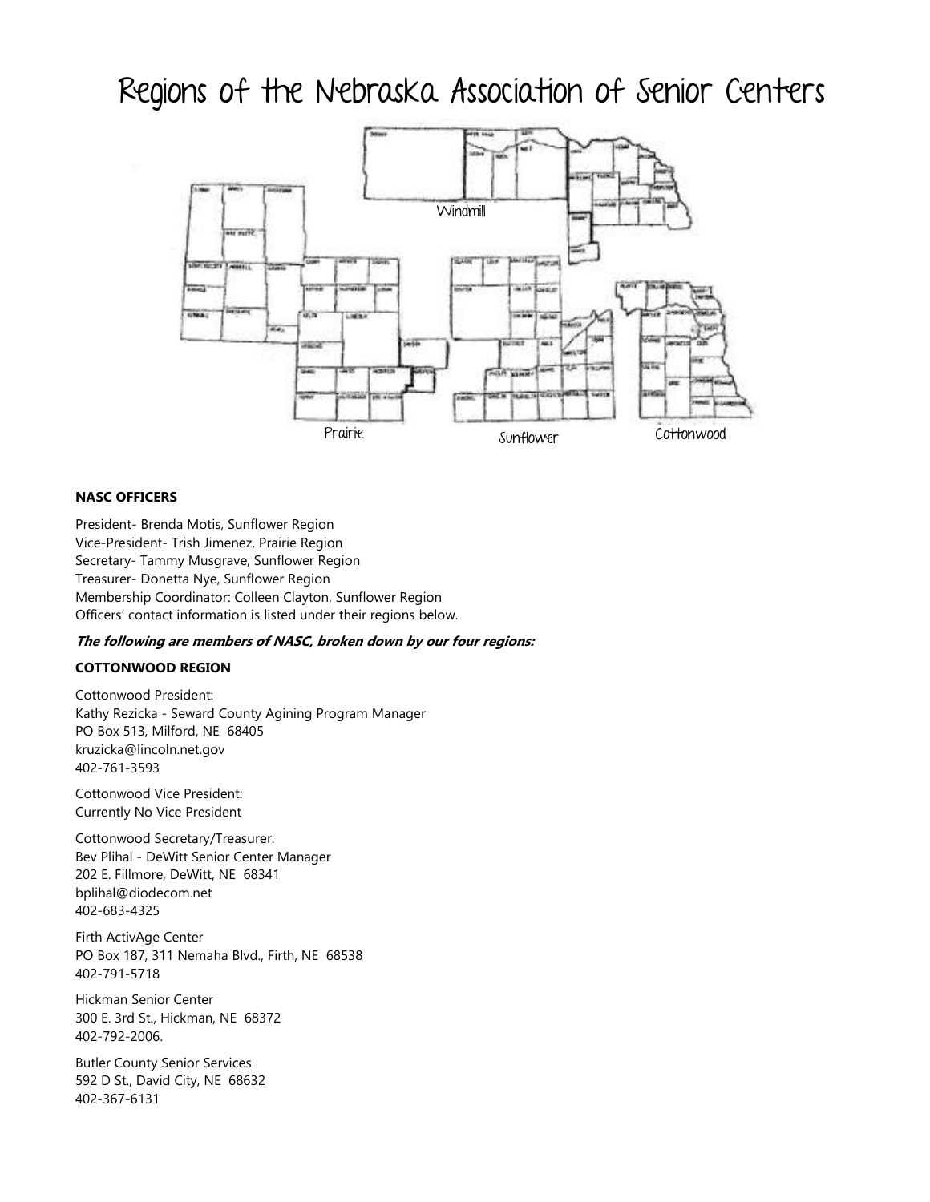# Regions of the Nebraska Association of Senior Centers

Windmill

Prairie

Sunflower

Cottonwood

**NASC OFFICERS**

President- Brenda Motis, Sunflower Region
Vice-President- Trish Jimenez, Prairie Region
Secretary- Tammy Musgrave, Sunflower Region
Treasurer- Donetta Nye, Sunflower Region
Membership Coordinator: Colleen Clayton, Sunflower Region
Officers' contact information is listed under their regions below.

***The following are members of NASC, broken down by our four regions:***

**COTTONWOOD REGION**

Cottonwood President:
Kathy Rezicka - Seward County Agining Program Manager
PO Box 513, Milford, NE 68405
kruzicka@lincoln.net.gov
402-761-3593

Cottonwood Vice President:
Currently No Vice President

Cottonwood Secretary/Treasurer:
Bev Plihal - DeWitt Senior Center Manager
202 E. Fillmore, DeWitt, NE 68341
bplihal@diodecom.net
402-683-4325

Firth ActivAge Center
PO Box 187, 311 Nemaha Blvd., Firth, NE 68538
402-791-5718

Hickman Senior Center
300 E. 3rd St., Hickman, NE 68372
402-792-2006.

Butler County Senior Services
592 D St., David City, NE 68632
402-367-6131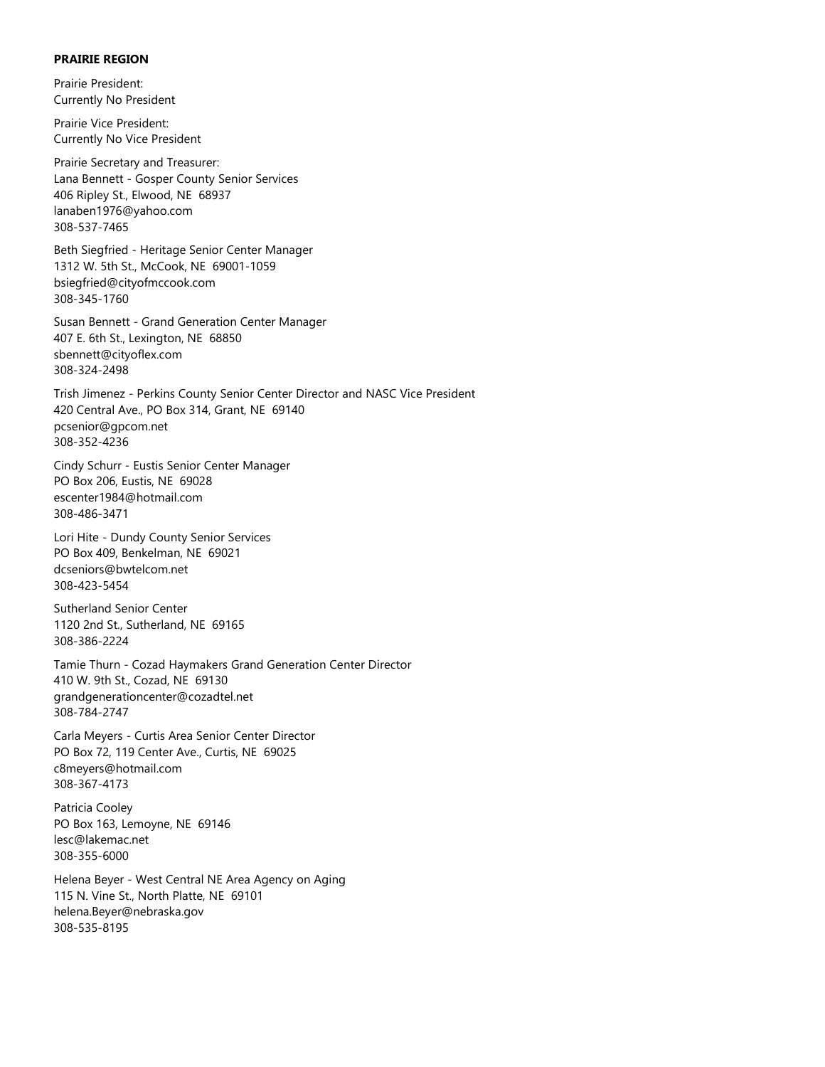**PRAIRIE REGION**

Prairie President:
Currently No President

Prairie Vice President:
Currently No Vice President

Prairie Secretary and Treasurer:
Lana Bennett - Gosper County Senior Services
406 Ripley St., Elwood, NE 68937
lanaben1976@yahoo.com
308-537-7465

Beth Siegfried - Heritage Senior Center Manager
1312 W. 5th St., McCook, NE 69001-1059
bsiegfried@cityofmccook.com
308-345-1760

Susan Bennett - Grand Generation Center Manager
407 E. 6th St., Lexington, NE 68850
sbennett@cityoflex.com
308-324-2498

Trish Jimenez - Perkins County Senior Center Director and NASC Vice President
420 Central Ave., PO Box 314, Grant, NE 69140
pcsenior@gpcom.net
308-352-4236

Cindy Schurr - Eustis Senior Center Manager
PO Box 206, Eustis, NE 69028
escenter1984@hotmail.com
308-486-3471

Lori Hite - Dundy County Senior Services
PO Box 409, Benkelman, NE 69021
dcseniors@bwtelcom.net
308-423-5454

Sutherland Senior Center
1120 2nd St., Sutherland, NE 69165
308-386-2224

Tamie Thurn - Cozad Haymakers Grand Generation Center Director
410 W. 9th St., Cozad, NE 69130
grandgenerationcenter@cozadtel.net
308-784-2747

Carla Meyers - Curtis Area Senior Center Director
PO Box 72, 119 Center Ave., Curtis, NE 69025
c8meyers@hotmail.com
308-367-4173

Patricia Cooley
PO Box 163, Lemoyne, NE 69146
lesc@lakemac.net
308-355-6000

Helena Beyer - West Central NE Area Agency on Aging
115 N. Vine St., North Platte, NE 69101
helena.Beyer@nebraska.gov
308-535-8195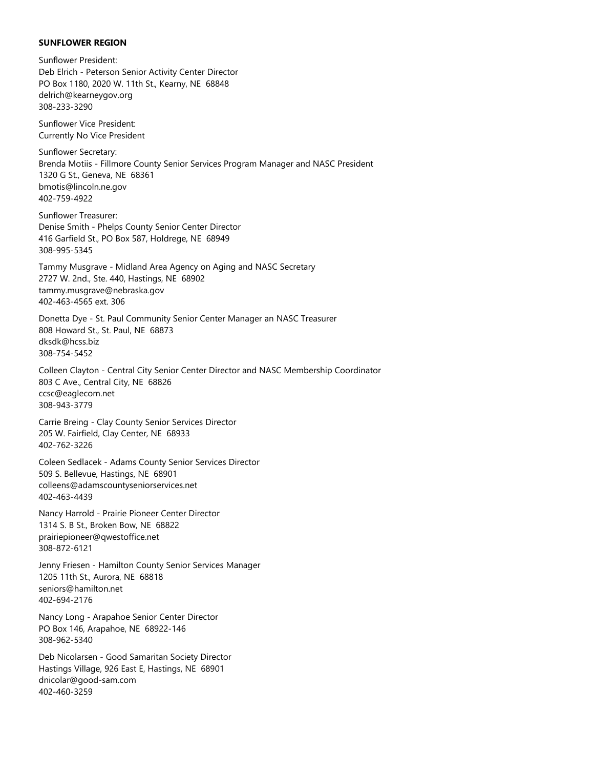**SUNFLOWER REGION**

Sunflower President:
Deb Elrich - Peterson Senior Activity Center Director
PO Box 1180, 2020 W. 11th St., Kearny, NE  68848
delrich@kearneygov.org
308-233-3290

Sunflower Vice President:
Currently No Vice President

Sunflower Secretary:
Brenda Motiis - Fillmore County Senior Services Program Manager and NASC President
1320 G St., Geneva, NE  68361
bmotis@lincoln.ne.gov
402-759-4922

Sunflower Treasurer:
Denise Smith - Phelps County Senior Center Director
416 Garfield St., PO Box 587, Holdrege, NE  68949
308-995-5345

Tammy Musgrave - Midland Area Agency on Aging and NASC Secretary
2727 W. 2nd., Ste. 440, Hastings, NE  68902
tammy.musgrave@nebraska.gov
402-463-4565 ext. 306

Donetta Dye - St. Paul Community Senior Center Manager an NASC Treasurer
808 Howard St., St. Paul, NE  68873
dksdk@hcss.biz
308-754-5452

Colleen Clayton - Central City Senior Center Director and NASC Membership Coordinator
803 C Ave., Central City, NE  68826
ccsc@eaglecom.net
308-943-3779

Carrie Breing - Clay County Senior Services Director
205 W. Fairfield, Clay Center, NE  68933
402-762-3226

Coleen Sedlacek - Adams County Senior Services Director
509 S. Bellevue, Hastings, NE  68901
colleens@adamscountyseniorservices.net
402-463-4439

Nancy Harrold - Prairie Pioneer Center Director
1314 S. B St., Broken Bow, NE  68822
prairiepioneer@qwestoffice.net
308-872-6121

Jenny Friesen - Hamilton County Senior Services Manager
1205 11th St., Aurora, NE  68818
seniors@hamilton.net
402-694-2176

Nancy Long - Arapahoe Senior Center Director
PO Box 146, Arapahoe, NE  68922-146
308-962-5340

Deb Nicolarsen - Good Samaritan Society Director
Hastings Village, 926 East E, Hastings, NE  68901
dnicolar@good-sam.com
402-460-3259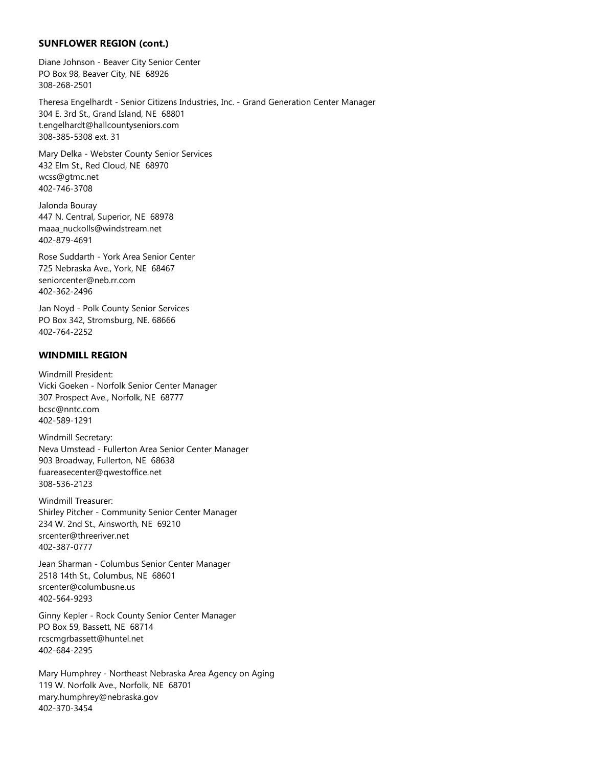### SUNFLOWER REGION (cont.)

Diane Johnson - Beaver City Senior Center
PO Box 98, Beaver City, NE  68926
308-268-2501

Theresa Engelhardt - Senior Citizens Industries, Inc. - Grand Generation Center Manager
304 E. 3rd St., Grand Island, NE  68801
t.engelhardt@hallcountyseniors.com
308-385-5308 ext. 31

Mary Delka - Webster County Senior Services
432 Elm St., Red Cloud, NE  68970
wcss@gtmc.net
402-746-3708

Jalonda Bouray
447 N. Central, Superior, NE  68978
maaa_nuckolls@windstream.net
402-879-4691

Rose Suddarth - York Area Senior Center
725 Nebraska Ave., York, NE  68467
seniorcenter@neb.rr.com
402-362-2496

Jan Noyd - Polk County Senior Services
PO Box 342, Stromsburg, NE. 68666
402-764-2252

### WINDMILL REGION

Windmill President:
Vicki Goeken - Norfolk Senior Center Manager
307 Prospect Ave., Norfolk, NE  68777
bcsc@nntc.com
402-589-1291

Windmill Secretary:
Neva Umstead - Fullerton Area Senior Center Manager
903 Broadway, Fullerton, NE  68638
fuareasecenter@qwestoffice.net
308-536-2123

Windmill Treasurer:
Shirley Pitcher - Community Senior Center Manager
234 W. 2nd St., Ainsworth, NE  69210
srcenter@threeriver.net
402-387-0777

Jean Sharman - Columbus Senior Center Manager
2518 14th St., Columbus, NE  68601
srcenter@columbusne.us
402-564-9293

Ginny Kepler - Rock County Senior Center Manager
PO Box 59, Bassett, NE  68714
rcscmgrbassett@huntel.net
402-684-2295

Mary Humphrey - Northeast Nebraska Area Agency on Aging
119 W. Norfolk Ave., Norfolk, NE  68701
mary.humphrey@nebraska.gov
402-370-3454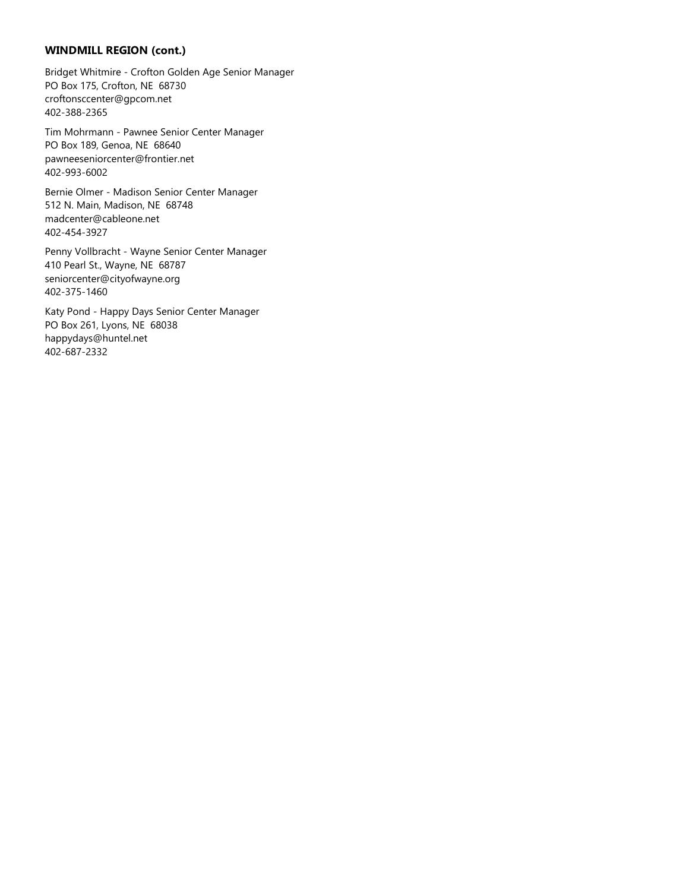**WINDMILL REGION (cont.)**

Bridget Whitmire - Crofton Golden Age Senior Manager
PO Box 175, Crofton, NE  68730
croftonsccenter@gpcom.net
402-388-2365

Tim Mohrmann - Pawnee Senior Center Manager
PO Box 189, Genoa, NE  68640
pawneeseniorcenter@frontier.net
402-993-6002

Bernie Olmer - Madison Senior Center Manager
512 N. Main, Madison, NE  68748
madcenter@cableone.net
402-454-3927

Penny Vollbracht - Wayne Senior Center Manager
410 Pearl St., Wayne, NE  68787
seniorcenter@cityofwayne.org
402-375-1460

Katy Pond - Happy Days Senior Center Manager
PO Box 261, Lyons, NE  68038
happydays@huntel.net
402-687-2332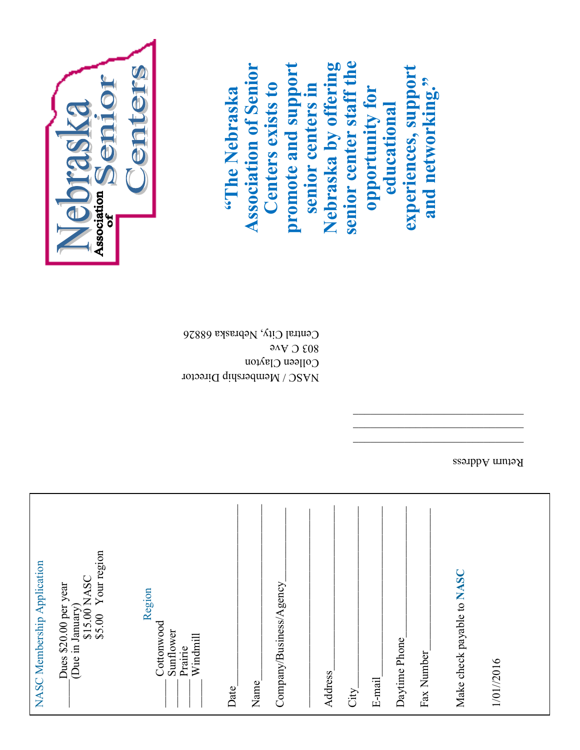# Nebraska Association of Senior Centers

**"The Nebraska Association of Senior Centers exists to promote and support senior centers in Nebraska by offering senior center staff the opportunity for educational experiences, support and networking."**

Return Address

\_\_\_\_\_\_\_\_\_\_\_\_\_\_\_\_\_\_\_\_\_\_\_\_\_\_\_\_\_\_

\_\_\_\_\_\_\_\_\_\_\_\_\_\_\_\_\_\_\_\_\_\_\_\_\_\_\_\_\_\_

\_\_\_\_\_\_\_\_\_\_\_\_\_\_\_\_\_\_\_\_\_\_\_\_\_\_\_\_\_\_

NASC / Membership Director
Colleen Clayton
803 C Ave
Central City, Nebraska 68826

## NASC Membership Application

\_\_\_\_ Dues $20.00 per year (Due in January)
$15.00 NASC
$5.00 Your region

### Region

\_\_\_\_ Cottonwood
\_\_\_\_ Sunflower
\_\_\_\_ Prairie
\_\_\_\_ Windmill

Date \_\_\_\_\_\_\_\_\_\_\_\_\_\_\_\_\_\_\_\_\_\_\_\_

Name \_\_\_\_\_\_\_\_\_\_\_\_\_\_\_\_\_\_\_\_\_\_\_\_

Company/Business/Agency \_\_\_\_\_\_\_\_\_\_\_\_\_\_\_\_\_\_\_\_\_\_\_\_

\_\_\_\_\_\_\_\_\_\_\_\_\_\_\_\_\_\_\_\_\_\_\_\_

Address \_\_\_\_\_\_\_\_\_\_\_\_\_\_\_\_\_\_\_\_\_\_\_\_

City \_\_\_\_\_\_\_\_\_\_\_\_\_\_\_\_\_\_\_\_\_\_\_\_

E-mail \_\_\_\_\_\_\_\_\_\_\_\_\_\_\_\_\_\_\_\_\_\_\_\_

Daytime Phone \_\_\_\_\_\_\_\_\_\_\_\_\_\_\_\_\_\_\_\_\_\_\_\_

Fax Number \_\_\_\_\_\_\_\_\_\_\_\_\_\_\_\_\_\_\_\_\_\_\_\_

Make check payable to NASC

1/01//2016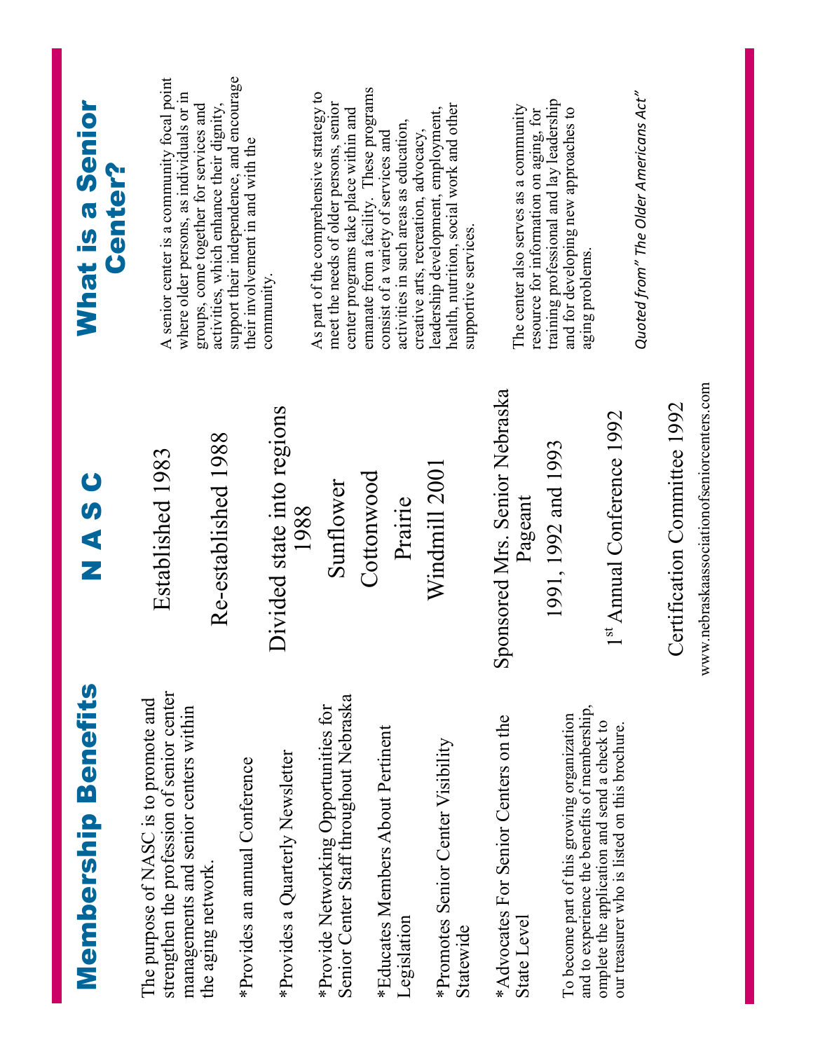## Membership Benefits

The purpose of NASC is to promote and strengthen the profession of senior center managements and senior centers within the aging network.

*Provides an annual Conference

*Provides a Quarterly Newsletter

*Provide Networking Opportunities for Senior Center Staff throughout Nebraska

*Educates Members About Pertinent Legislation

*Promotes Senior Center Visibility Statewide

*Advocates For Senior Centers on the State Level

To become part of this growing organization and to experience the benefits of membership, omplete the application and send a check to our treasurer who is listed on this brochure.

## N A S C

Established 1983

Re-established 1988

Divided state into regions 1988

Sunflower

Cottonwood

Prairie

Windmill 2001

Sponsored Mrs. Senior Nebraska Pageant

1991, 1992 and 1993

1st Annual Conference 1992

Certification Committee 1992

www.nebraskaassociationofseniorcenters.com

## What is a Senior Center?

A senior center is a community focal point where older persons, as individuals or in groups, come together for services and activities, which enhance their dignity, support their independence, and encourage their involvement in and with the community.

As part of the comprehensive strategy to meet the needs of older persons, senior center programs take place within and emanate from a facility. These programs consist of a variety of services and activities in such areas as education, creative arts, recreation, advocacy, leadership development, employment, health, nutrition, social work and other supportive services.

The center also serves as a community resource for information on aging, for training professional and lay leadership and for developing new approaches to aging problems.

*Quoted from" The Older Americans Act"*